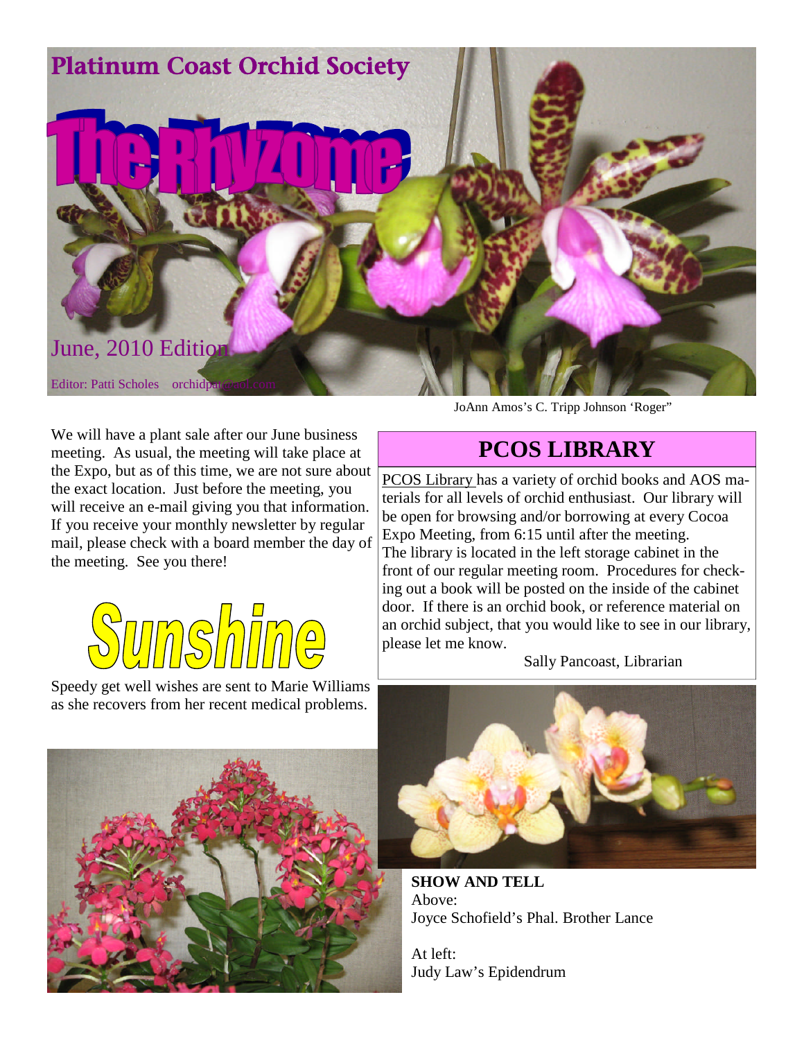# Platinum Coast Orchid Society

# The Rhyzome

June, 2010 Edition

Editor: Patti Scholes orchidpat@aol.com

JoAnn Amos's C. Tripp Johnson 'Roger"

We will have a plant sale after our June business meeting. As usual, the meeting will take place at the Expo, but as of this time, we are not sure about the exact location. Just before the meeting, you will receive an e-mail giving you that information. If you receive your monthly newsletter by regular mail, please check with a board member the day of the meeting. See you there!

## Sunshine

Speedy get well wishes are sent to Marie Williams as she recovers from her recent medical problems.

## PCOS LIBRARY

PCOS Library has a variety of orchid books and AOS materials for all levels of orchid enthusiast. Our library will be open for browsing and/or borrowing at every Cocoa Expo Meeting, from 6:15 until after the meeting. The library is located in the left storage cabinet in the front of our regular meeting room. Procedures for checking out a book will be posted on the inside of the cabinet door. If there is an orchid book, or reference material on an orchid subject, that you would like to see in our library, please let me know.

Sally Pancoast, Librarian

**SHOW AND TELL**

Above:
Joyce Schofield's Phal. Brother Lance

At left:
Judy Law's Epidendrum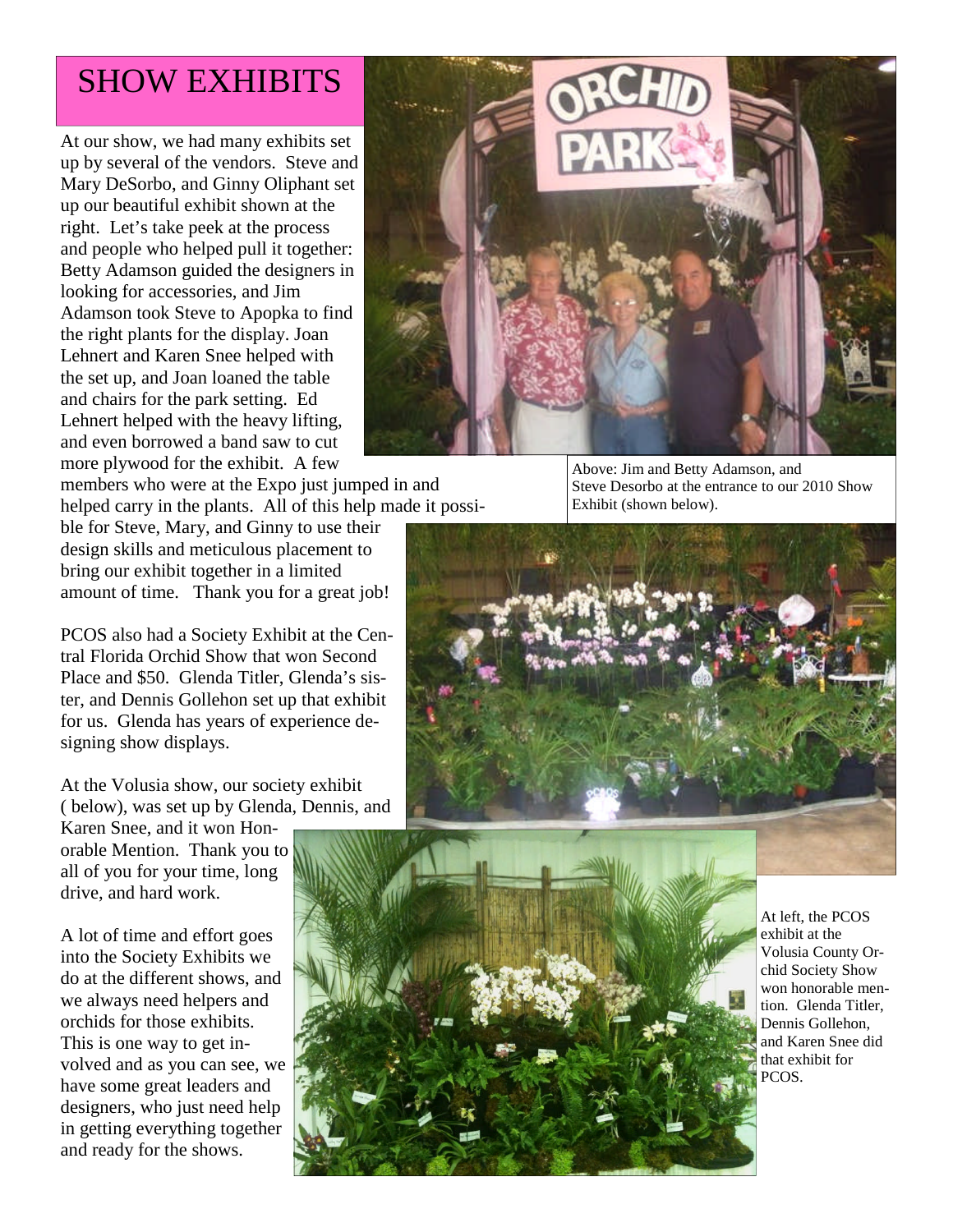## SHOW EXHIBITS

At our show, we had many exhibits set up by several of the vendors. Steve and Mary DeSorbo, and Ginny Oliphant set up our beautiful exhibit shown at the right. Let's take peek at the process and people who helped pull it together: Betty Adamson guided the designers in looking for accessories, and Jim Adamson took Steve to Apopka to find the right plants for the display. Joan Lehnert and Karen Snee helped with the set up, and Joan loaned the table and chairs for the park setting. Ed Lehnert helped with the heavy lifting, and even borrowed a band saw to cut more plywood for the exhibit. A few members who were at the Expo just jumped in and helped carry in the plants. All of this help made it possible for Steve, Mary, and Ginny to use their design skills and meticulous placement to bring our exhibit together in a limited amount of time. Thank you for a great job!

Above: Jim and Betty Adamson, and Steve Desorbo at the entrance to our 2010 Show Exhibit (shown below).

PCOS also had a Society Exhibit at the Central Florida Orchid Show that won Second Place and $50. Glenda Titler, Glenda's sister, and Dennis Gollehon set up that exhibit for us. Glenda has years of experience designing show displays.

At the Volusia show, our society exhibit ( below), was set up by Glenda, Dennis, and Karen Snee, and it won Honorable Mention. Thank you to all of you for your time, long drive, and hard work.

A lot of time and effort goes into the Society Exhibits we do at the different shows, and we always need helpers and orchids for those exhibits. This is one way to get involved and as you can see, we have some great leaders and designers, who just need help in getting everything together and ready for the shows.

At left, the PCOS exhibit at the Volusia County Orchid Society Show won honorable mention. Glenda Titler, Dennis Gollehon, and Karen Snee did that exhibit for PCOS.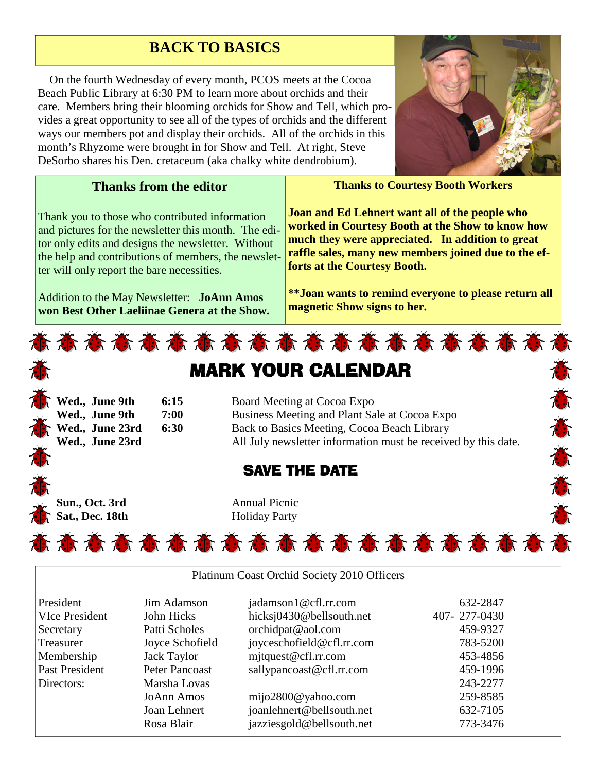## BACK TO BASICS

On the fourth Wednesday of every month, PCOS meets at the Cocoa Beach Public Library at 6:30 PM to learn more about orchids and their care. Members bring their blooming orchids for Show and Tell, which provides a great opportunity to see all of the types of orchids and the different ways our members pot and display their orchids. All of the orchids in this month's Rhyzome were brought in for Show and Tell. At right, Steve DeSorbo shares his Den. cretaceum (aka chalky white dendrobium).

### Thanks from the editor

Thank you to those who contributed information and pictures for the newsletter this month. The editor only edits and designs the newsletter. Without the help and contributions of members, the newsletter will only report the bare necessities.

Addition to the May Newsletter: **JoAnn Amos won Best Other Laeliinae Genera at the Show.**

### Thanks to Courtesy Booth Workers

**Joan and Ed Lehnert want all of the people who worked in Courtesy Booth at the Show to know how much they were appreciated. In addition to great raffle sales, many new members joined due to the efforts at the Courtesy Booth.**

****Joan wants to remind everyone to please return all magnetic Show signs to her.**

## MARK YOUR CALENDAR

| | | |
|---|---|---|
| **Wed., June 9th** | **6:15** | Board Meeting at Cocoa Expo |
| **Wed., June 9th** | **7:00** | Business Meeting and Plant Sale at Cocoa Expo |
| **Wed., June 23rd** | **6:30** | Back to Basics Meeting, Cocoa Beach Library |
| **Wed., June 23rd** | | All July newsletter information must be received by this date. |

### SAVE THE DATE

| | |
|---|---|
| **Sun., Oct. 3rd** | Annual Picnic |
| **Sat., Dec. 18th** | Holiday Party |

Platinum Coast Orchid Society 2010 Officers

| | | | |
|---|---|---|---|
| President | Jim Adamson | jadamson1@cfl.rr.com | 632-2847 |
| VIce President | John Hicks | hicksj0430@bellsouth.net | 407- 277-0430 |
| Secretary | Patti Scholes | orchidpat@aol.com | 459-9327 |
| Treasurer | Joyce Schofield | joyceschofield@cfl.rr.com | 783-5200 |
| Membership | Jack Taylor | mjtquest@cfl.rr.com | 453-4856 |
| Past President | Peter Pancoast | sallypancoast@cfl.rr.com | 459-1996 |
| Directors: | Marsha Lovas | | 243-2277 |
| | JoAnn Amos | mijo2800@yahoo.com | 259-8585 |
| | Joan Lehnert | joanlehnert@bellsouth.net | 632-7105 |
| | Rosa Blair | jazziesgold@bellsouth.net | 773-3476 |